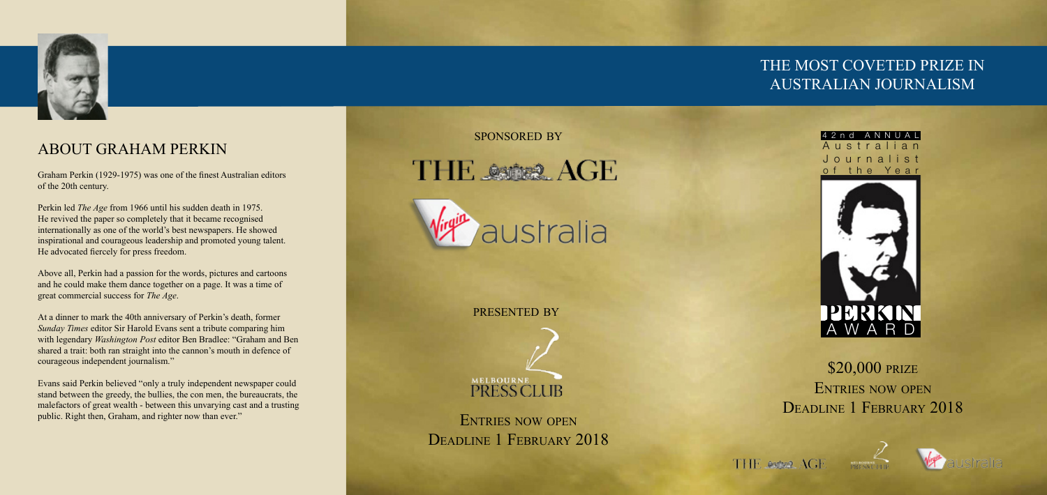## ABOUT GRAHAM PERKIN

Graham Perkin (1929-1975) was one of the finest Australian editors of the 20th century.

Perkin led *The Age* from 1966 until his sudden death in 1975. He revived the paper so completely that it became recognised internationally as one of the world's best newspapers. He showed inspirational and courageous leadership and promoted young talent. He advocated fiercely for press freedom.

Above all, Perkin had a passion for the words, pictures and cartoons and he could make them dance together on a page. It was a time of great commercial success for *The Age*.

At a dinner to mark the 40th anniversary of Perkin's death, former *Sunday Times* editor Sir Harold Evans sent a tribute comparing him with legendary *Washington Post* editor Ben Bradlee: "Graham and Ben shared a trait: both ran straight into the cannon's mouth in defence of courageous independent journalism."

Evans said Perkin believed "only a truly independent newspaper could stand between the greedy, the bullies, the con men, the bureaucrats, the malefactors of great wealth - between this unvarying cast and a trusting public. Right then, Graham, and righter now than ever."

SPONSORED BY

THE AGE

Virgin australia

PRESENTED BY

MELBOURNE PRESS CLUB

ENTRIES NOW OPEN
DEADLINE 1 FEBRUARY 2018

# THE MOST COVETED PRIZE IN AUSTRALIAN JOURNALISM

42nd ANNUAL
Australian
Journalist
of the Year

PERKIN
AWARD

$20,000 PRIZE
ENTRIES NOW OPEN
DEADLINE 1 FEBRUARY 2018

THE AGE MELBOURNE PRESS CLUB Virgin australia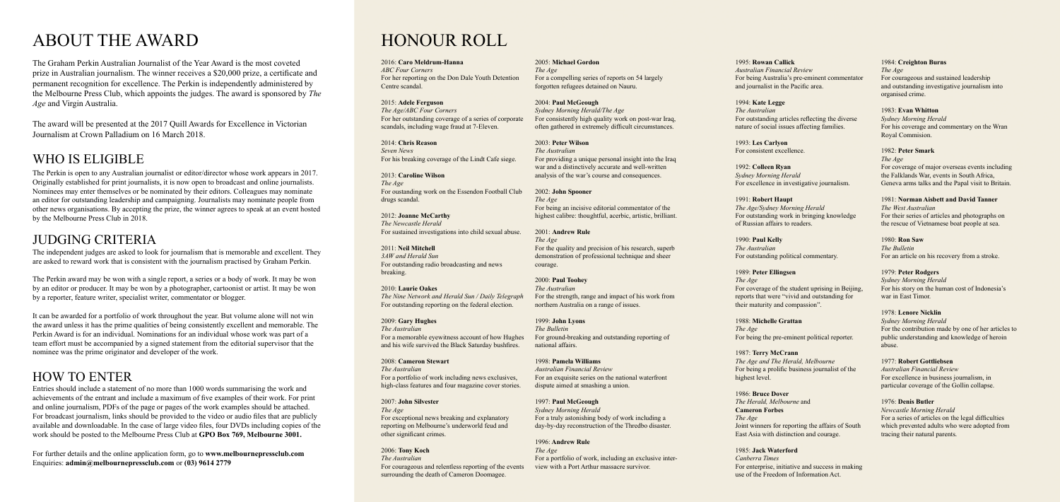# ABOUT THE AWARD

The Graham Perkin Australian Journalist of the Year Award is the most coveted prize in Australian journalism. The winner receives a $20,000 prize, a certificate and permanent recognition for excellence. The Perkin is independently administered by the Melbourne Press Club, which appoints the judges. The award is sponsored by *The Age* and Virgin Australia.

The award will be presented at the 2017 Quill Awards for Excellence in Victorian Journalism at Crown Palladium on 16 March 2018.

## WHO IS ELIGIBLE

The Perkin is open to any Australian journalist or editor/director whose work appears in 2017. Originally established for print journalists, it is now open to broadcast and online journalists. Nominees may enter themselves or be nominated by their editors. Colleagues may nominate an editor for outstanding leadership and campaigning. Journalists may nominate people from other news organisations. By accepting the prize, the winner agrees to speak at an event hosted by the Melbourne Press Club in 2018.

## JUDGING CRITERIA

The independent judges are asked to look for journalism that is memorable and excellent. They are asked to reward work that is consistent with the journalism practised by Graham Perkin.

The Perkin award may be won with a single report, a series or a body of work. It may be won by an editor or producer. It may be won by a photographer, cartoonist or artist. It may be won by a reporter, feature writer, specialist writer, commentator or blogger.

It can be awarded for a portfolio of work throughout the year. But volume alone will not win the award unless it has the prime qualities of being consistently excellent and memorable. The Perkin Award is for an individual. Nominations for an individual whose work was part of a team effort must be accompanied by a signed statement from the editorial supervisor that the nominee was the prime originator and developer of the work.

## HOW TO ENTER

Entries should include a statement of no more than 1000 words summarising the work and achievements of the entrant and include a maximum of five examples of their work. For print and online journalism, PDFs of the page or pages of the work examples should be attached. For broadcast journalism, links should be provided to the video or audio files that are publicly available and downloadable. In the case of large video files, four DVDs including copies of the work should be posted to the Melbourne Press Club at **GPO Box 769, Melbourne 3001.**

For further details and the online application form, go to **www.melbournepressclub.com**
Enquiries: **admin@melbournepressclub.com** or **(03) 9614 2779**

# HONOUR ROLL

2016: **Caro Meldrum-Hanna**
*ABC Four Corners*
For her reporting on the Don Dale Youth Detention Centre scandal.

2015: **Adele Ferguson**
*The Age/ABC Four Corners*
For her outstanding coverage of a series of corporate scandals, including wage fraud at 7-Eleven.

2014: **Chris Reason**
*Seven News*
For his breaking coverage of the Lindt Cafe siege.

2013: **Caroline Wilson**
*The Age*
For oustanding work on the Essendon Football Club drugs scandal.

2012: **Joanne McCarthy**
*The Newcastle Herald*
For sustained investigations into child sexual abuse.

2011: **Neil Mitchell**
*3AW and Herald Sun*
For outstanding radio broadcasting and news breaking.

2010: **Laurie Oakes**
*The Nine Network and Herald Sun / Daily Telegraph*
For outstanding reporting on the federal election.

2009: **Gary Hughes**
*The Australian*
For a memorable eyewitness account of how Hughes and his wife survived the Black Saturday bushfires.

2008: **Cameron Stewart**
*The Australian*
For a portfolio of work including news exclusives, high-class features and four magazine cover stories.

2007: **John Silvester**
*The Age*
For exceptional news breaking and explanatory reporting on Melbourne's underworld feud and other significant crimes.

2006: **Tony Koch**
*The Australian*
For courageous and relentless reporting of the events surrounding the death of Cameron Doomagee.

2005: **Michael Gordon**
*The Age*
For a compelling series of reports on 54 largely forgotten refugees detained on Nauru.

2004: **Paul McGeough**
*Sydney Morning Herald/The Age*
For consistently high quality work on post-war Iraq, often gathered in extremely difficult circumstances.

2003: **Peter Wilson**
*The Australian*
For providing a unique personal insight into the Iraq war and a distinctively accurate and well-written analysis of the war's course and consequences.

2002: **John Spooner**
*The Age*
For being an incisive editorial commentator of the highest calibre: thoughtful, acerbic, artistic, brilliant.

2001: **Andrew Rule**
*The Age*
For the quality and precision of his research, superb demonstration of professional technique and sheer courage.

2000: **Paul Toohey**
*The Australian*
For the strength, range and impact of his work from northern Australia on a range of issues.

1999: **John Lyons**
*The Bulletin*
For ground-breaking and outstanding reporting of national affairs.

1998: **Pamela Williams**
*Australian Financial Review*
For an exquisite series on the national waterfront dispute aimed at smashing a union.

1997: **Paul McGeough**
*Sydney Morning Herald*
For a truly astonishing body of work including a day-by-day reconstruction of the Thredbo disaster.

1996: **Andrew Rule**
*The Age*
For a portfolio of work, including an exclusive interview with a Port Arthur massacre survivor.

1995: **Rowan Callick**
*Australian Financial Review*
For being Australia's pre-eminent commentator and journalist in the Pacific area.

1994: **Kate Legge**
*The Australian*
For outstanding articles reflecting the diverse nature of social issues affecting families.

1993: **Les Carlyon**
For consistent excellence.

1992: **Colleen Ryan**
*Sydney Morning Herald*
For excellence in investigative journalism.

1991: **Robert Haupt**
*The Age/Sydney Morning Herald*
For outstanding work in bringing knowledge of Russian affairs to readers.

1990: **Paul Kelly**
*The Australian*
For outstanding political commentary.

1989: **Peter Ellingsen**
*The Age*
For coverage of the student uprising in Beijing, reports that were "vivid and outstanding for their maturity and compassion".

1988: **Michelle Grattan**
*The Age*
For being the pre-eminent political reporter.

1987: **Terry McCrann**
*The Age and The Herald, Melbourne*
For being a prolific business journalist of the highest level.

1986: **Bruce Dover**
*The Herald, Melbourne* and
**Cameron Forbes**
*The Age*
Joint winners for reporting the affairs of South East Asia with distinction and courage.

1985: **Jack Waterford**
*Canberra Times*
For enterprise, initiative and success in making use of the Freedom of Information Act.

1984: **Creighton Burns**
*The Age*
For courageous and sustained leadership and outstanding investigative journalism into organised crime.

1983: **Evan Whitton**
*Sydney Morning Herald*
For his coverage and commentary on the Wran Royal Commision.

1982: **Peter Smark**
*The Age*
For coverage of major overseas events including the Falklands War, events in South Africa, Geneva arms talks and the Papal visit to Britain.

1981: **Norman Aisbett and David Tanner**
*The West Australian*
For their series of articles and photographs on the rescue of Vietnamese boat people at sea.

1980: **Ron Saw**
*The Bulletin*
For an article on his recovery from a stroke.

1979: **Peter Rodgers**
*Sydney Morning Herald*
For his story on the human cost of Indonesia's war in East Timor.

1978: **Lenore Nicklin**
*Sydney Morning Herald*
For the contribution made by one of her articles to public understanding and knowledge of heroin abuse.

1977: **Robert Gottliebsen**
*Australian Financial Review*
For excellence in business journalism, in particular coverage of the Gollin collapse.

1976: **Denis Butler**
*Newcastle Morning Herald*
For a series of articles on the legal difficulties which prevented adults who were adopted from tracing their natural parents.